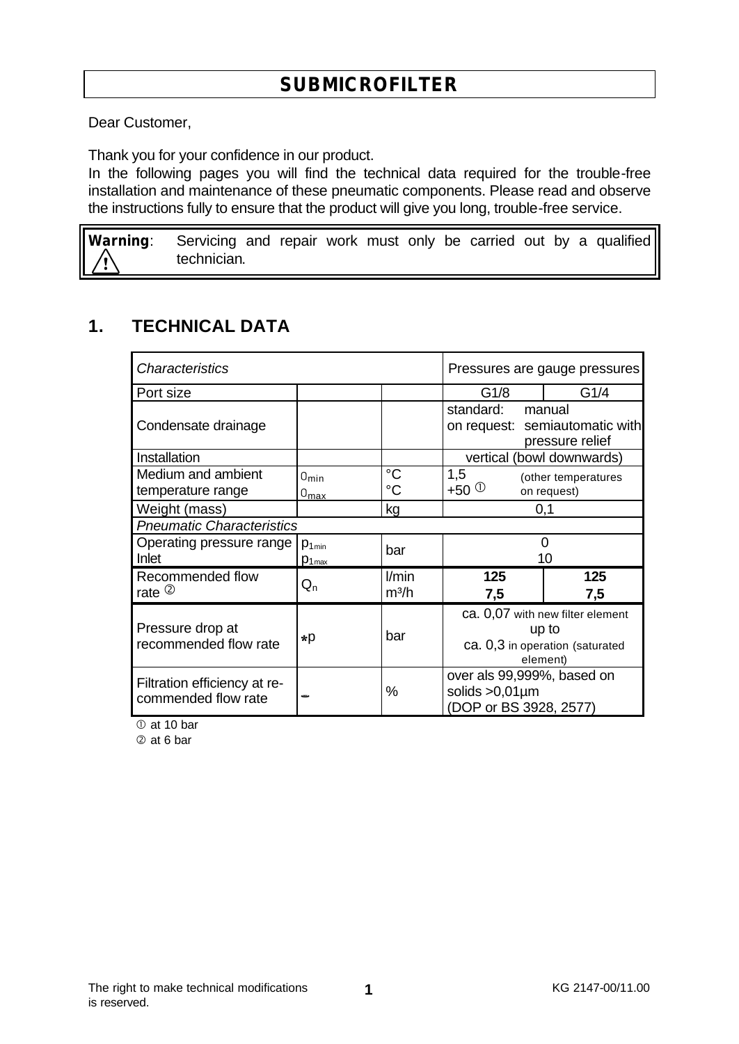# SUBMICROFILTER

Dear Customer,

Thank you for your confidence in our product.
In the following pages you will find the technical data required for the trouble-free installation and maintenance of these pneumatic components. Please read and observe the instructions fully to ensure that the product will give you long, trouble-free service.

> **Warning**: Servicing and repair work must only be carried out by a qualified technician.

## 1. TECHNICAL DATA

| *Characteristics* | | | Pressures are gauge pressures | |
|---|---|---|---|---|
| Port size | | | G1/8 | G1/4 |
| Condensate drainage | | | standard: manual<br>on request: semiautomatic with pressure relief | |
| Installation | | | vertical (bowl downwards) | |
| Medium and ambient temperature range | $\vartheta_{min}$<br>$\vartheta_{max}$ | °C<br>°C | 1,5<br>+50 ① (other temperatures on request) | |
| Weight (mass) | | kg | 0,1 | |
| *Pneumatic Characteristics* | | | | |
| Operating pressure range Inlet | $p_{1min}$<br>$p_{1max}$ | bar | 0<br>10 | |
| Recommended flow rate ② | $Q_n$ | l/min<br>m³/h | **125**<br>**7,5** | **125**<br>**7,5** |
| Pressure drop at recommended flow rate | $\Delta p$ | bar | ca. 0,07 with new filter element<br>up to<br>ca. 0,3 in operation (saturated element) | |
| Filtration efficiency at recommended flow rate | $\eta$ | % | over als 99,999%, based on solids >0,01µm (DOP or BS 3928, 2577) | |

① at 10 bar
② at 6 bar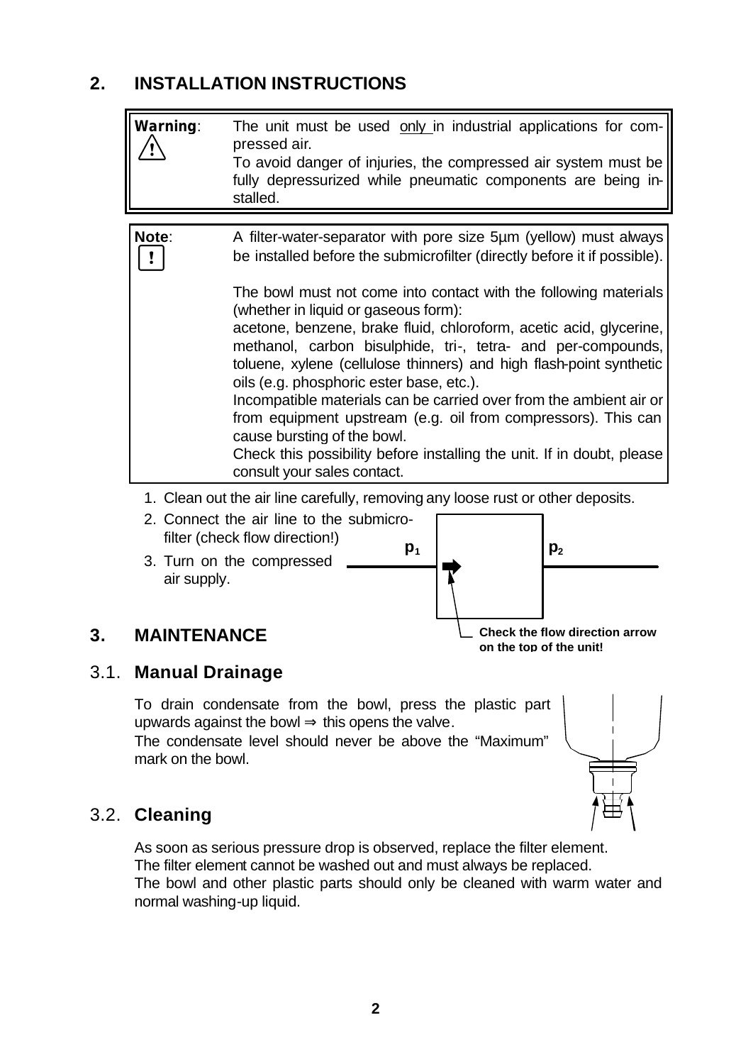## 2. INSTALLATION INSTRUCTIONS

**Warning**: The unit must be used only in industrial applications for compressed air.
To avoid danger of injuries, the compressed air system must be fully depressurized while pneumatic components are being installed.

**Note**: A filter-water-separator with pore size 5µm (yellow) must always be installed before the submicrofilter (directly before it if possible).

The bowl must not come into contact with the following materials (whether in liquid or gaseous form):
acetone, benzene, brake fluid, chloroform, acetic acid, glycerine, methanol, carbon bisulphide, tri-, tetra- and per-compounds, toluene, xylene (cellulose thinners) and high flash-point synthetic oils (e.g. phosphoric ester base, etc.).
Incompatible materials can be carried over from the ambient air or from equipment upstream (e.g. oil from compressors). This can cause bursting of the bowl.
Check this possibility before installing the unit. If in doubt, please consult your sales contact.

1. Clean out the air line carefully, removing any loose rust or other deposits.
2. Connect the air line to the submicrofilter (check flow direction!)
3. Turn on the compressed air supply.

$p_1$ $p_2$

**Check the flow direction arrow on the top of the unit!**

## 3. MAINTENANCE

### 3.1. Manual Drainage

To drain condensate from the bowl, press the plastic part upwards against the bowl ⇒ this opens the valve.
The condensate level should never be above the "Maximum" mark on the bowl.

### 3.2. Cleaning

As soon as serious pressure drop is observed, replace the filter element.
The filter element cannot be washed out and must always be replaced.
The bowl and other plastic parts should only be cleaned with warm water and normal washing-up liquid.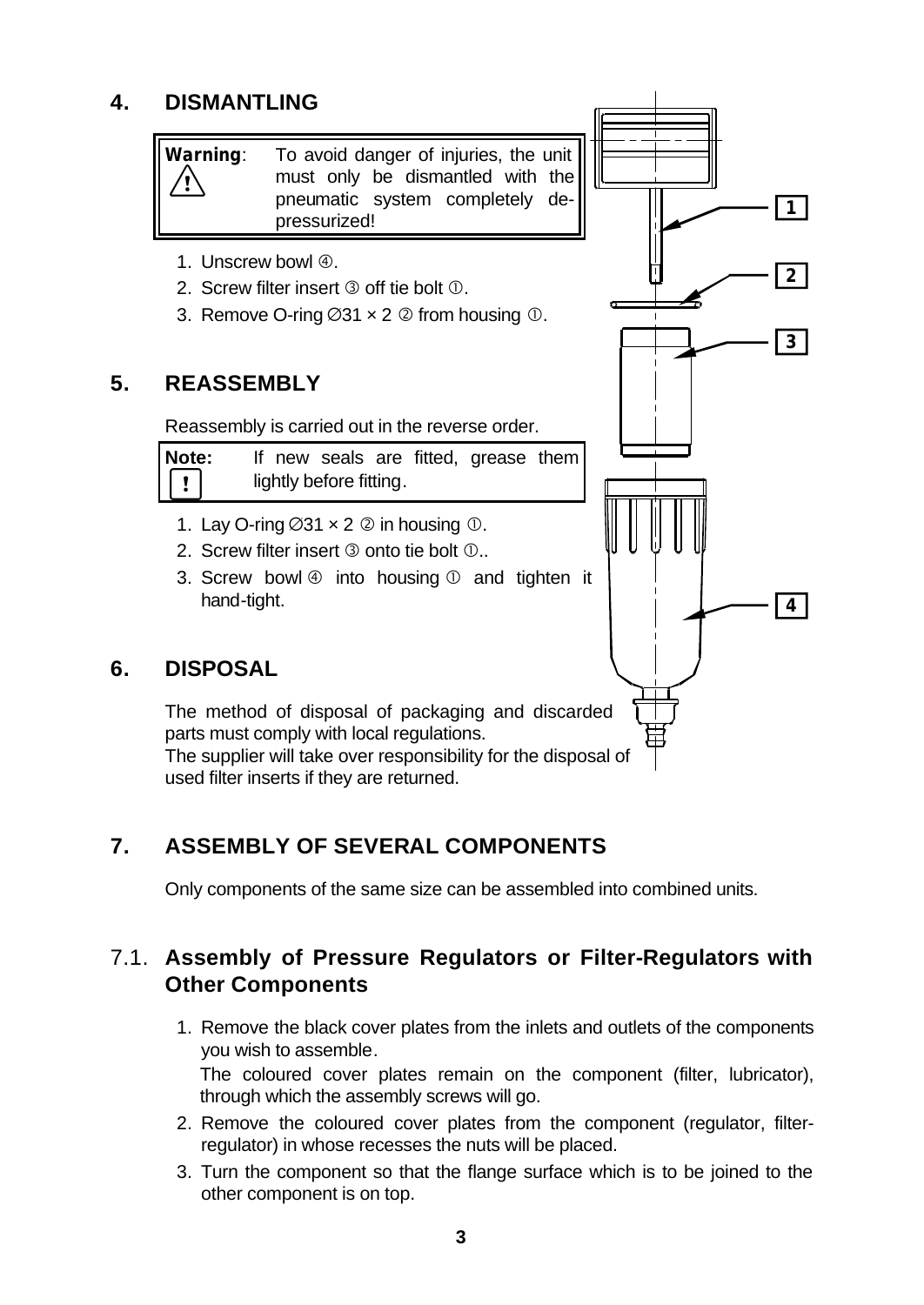## 4. DISMANTLING

> **Warning**: To avoid danger of injuries, the unit must only be dismantled with the pneumatic system completely de-pressurized!

1. Unscrew bowl ④.
2. Screw filter insert ③ off tie bolt ①.
3. Remove O-ring ∅31 × 2 ② from housing ①.

## 5. REASSEMBLY

Reassembly is carried out in the reverse order.

> **Note:** If new seals are fitted, grease them lightly before fitting.

1. Lay O-ring ∅31 × 2 ② in housing ①.
2. Screw filter insert ③ onto tie bolt ①..
3. Screw bowl ④ into housing ① and tighten it hand-tight.

## 6. DISPOSAL

The method of disposal of packaging and discarded parts must comply with local regulations.
The supplier will take over responsibility for the disposal of used filter inserts if they are returned.

## 7. ASSEMBLY OF SEVERAL COMPONENTS

Only components of the same size can be assembled into combined units.

### 7.1. Assembly of Pressure Regulators or Filter-Regulators with Other Components

1. Remove the black cover plates from the inlets and outlets of the components you wish to assemble.
   The coloured cover plates remain on the component (filter, lubricator), through which the assembly screws will go.
2. Remove the coloured cover plates from the component (regulator, filter-regulator) in whose recesses the nuts will be placed.
3. Turn the component so that the flange surface which is to be joined to the other component is on top.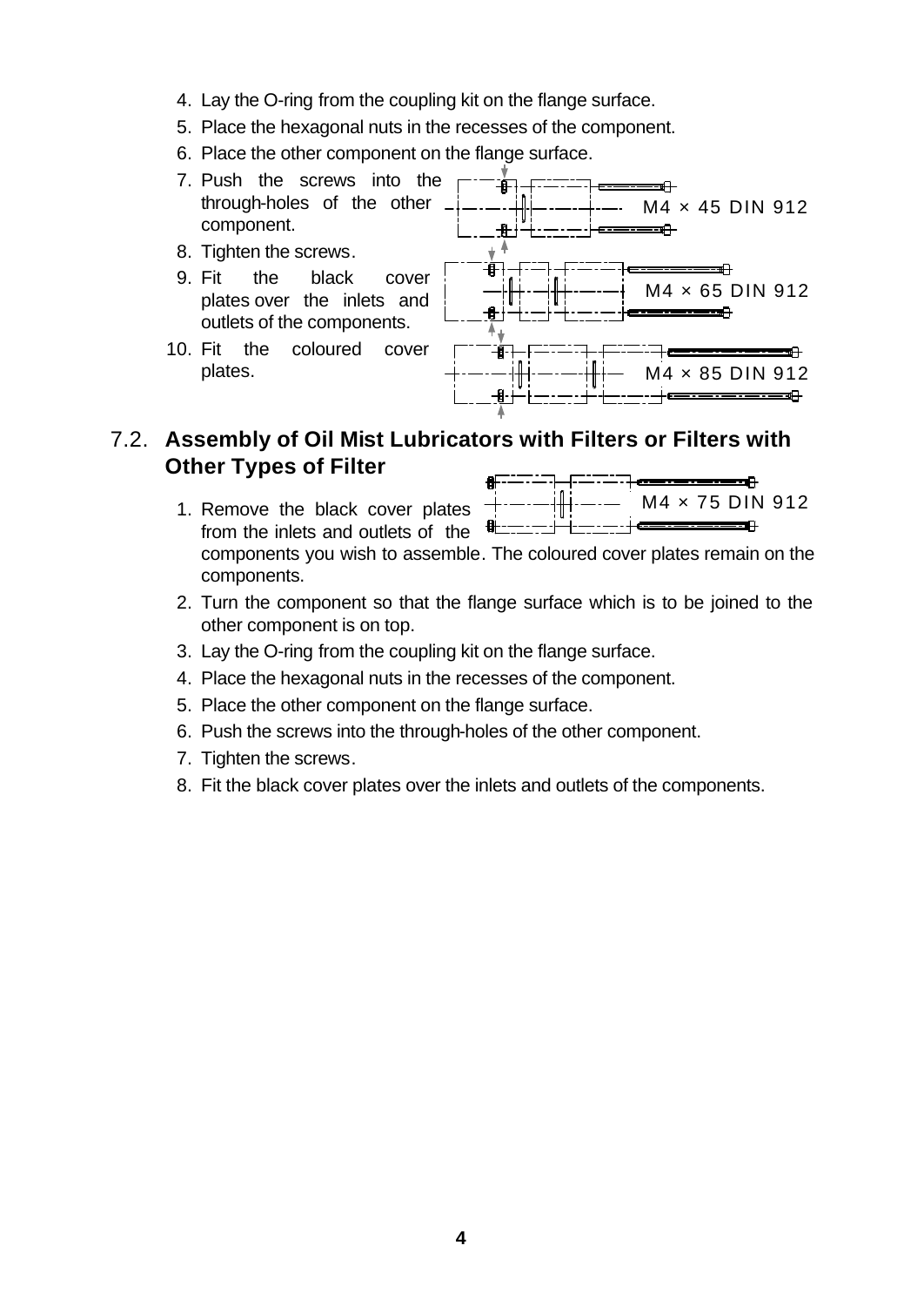4. Lay the O-ring from the coupling kit on the flange surface.
5. Place the hexagonal nuts in the recesses of the component.
6. Place the other component on the flange surface.
7. Push the screws into the through-holes of the other component.
8. Tighten the screws.
9. Fit the black cover plates over the inlets and outlets of the components.
10. Fit the coloured cover plates.

M4 × 45 DIN 912

M4 × 65 DIN 912

M4 × 85 DIN 912

## 7.2. Assembly of Oil Mist Lubricators with Filters or Filters with Other Types of Filter

M4 × 75 DIN 912

1. Remove the black cover plates from the inlets and outlets of the components you wish to assemble. The coloured cover plates remain on the components.
2. Turn the component so that the flange surface which is to be joined to the other component is on top.
3. Lay the O-ring from the coupling kit on the flange surface.
4. Place the hexagonal nuts in the recesses of the component.
5. Place the other component on the flange surface.
6. Push the screws into the through-holes of the other component.
7. Tighten the screws.
8. Fit the black cover plates over the inlets and outlets of the components.